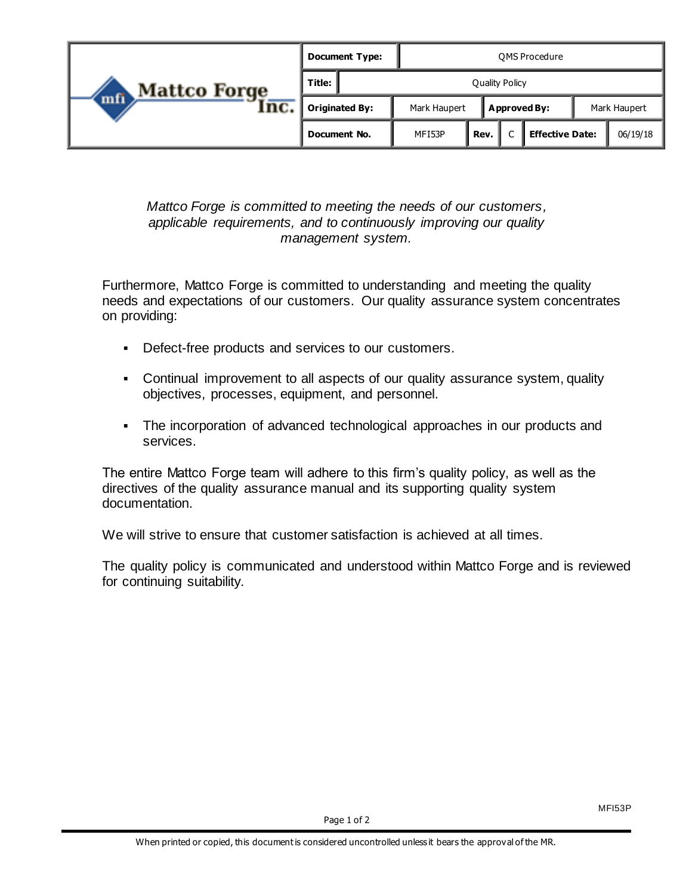| Mattco Forge Inc. | Document Type: | QMS Procedure | | | | |
|---|---|---|---|---|---|---|
| | Title: | Quality Policy | | | | |
| | Originated By: | Mark Haupert | Approved By: | Mark Haupert | | |
| | Document No. | MFI53P | Rev. | C | Effective Date: | 06/19/18 |

*Mattco Forge is committed to meeting the needs of our customers, applicable requirements, and to continuously improving our quality management system.*

Furthermore, Mattco Forge is committed to understanding and meeting the quality needs and expectations of our customers. Our quality assurance system concentrates on providing:

- Defect-free products and services to our customers.
- Continual improvement to all aspects of our quality assurance system, quality objectives, processes, equipment, and personnel.
- The incorporation of advanced technological approaches in our products and services.

The entire Mattco Forge team will adhere to this firm's quality policy, as well as the directives of the quality assurance manual and its supporting quality system documentation.

We will strive to ensure that customer satisfaction is achieved at all times.

The quality policy is communicated and understood within Mattco Forge and is reviewed for continuing suitability.

When printed or copied, this document is considered uncontrolled unless it bears the approval of the MR.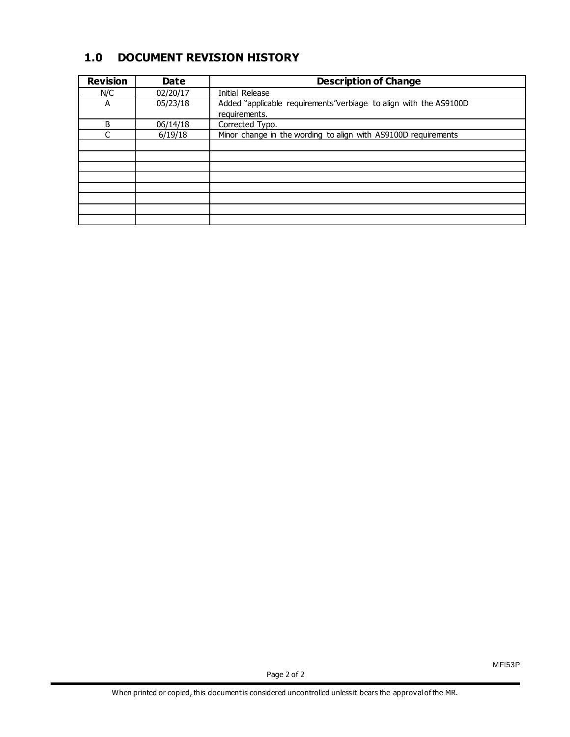## 1.0 DOCUMENT REVISION HISTORY

| Revision | Date | Description of Change |
|---|---|---|
| N/C | 02/20/17 | Initial Release |
| A | 05/23/18 | Added "applicable requirements"verbiage to align with the AS9100D requirements. |
| B | 06/14/18 | Corrected Typo. |
| C | 6/19/18 | Minor change in the wording to align with AS9100D requirements |
| | | |
| | | |
| | | |
| | | |
| | | |
| | | |
| | | |
| | | |

MFI53P

When printed or copied, this document is considered uncontrolled unless it bears the approval of the MR.